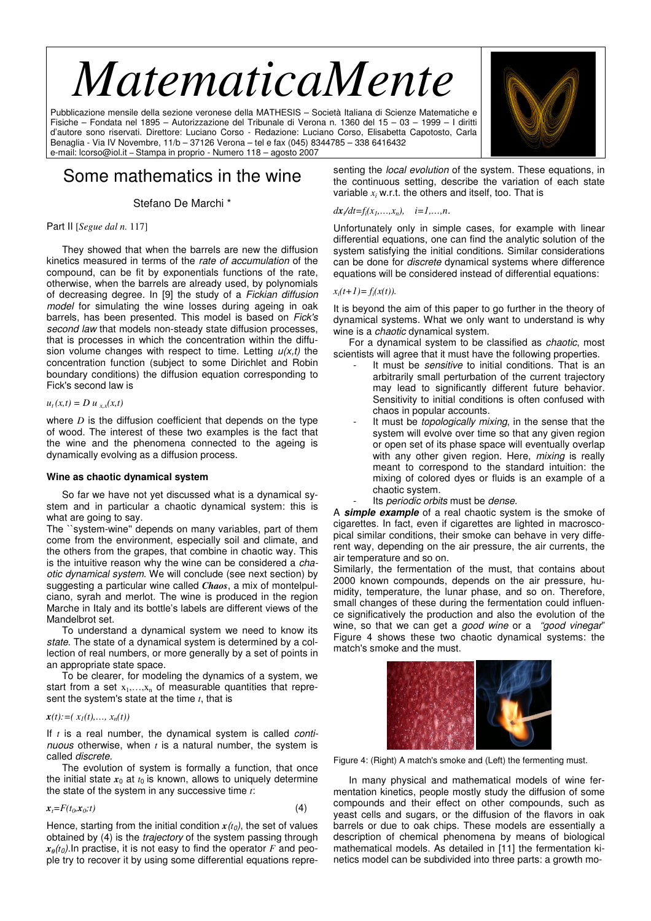# MatematicaMente

Pubblicazione mensile della sezione veronese della MATHESIS – Società Italiana di Scienze Matematiche e Fisiche – Fondata nel 1895 – Autorizzazione del Tribunale di Verona n. 1360 del 15 – 03 – 1999 – I diritti d'autore sono riservati. Direttore: Luciano Corso - Redazione: Luciano Corso, Elisabetta Capotosto, Carla Benaglia - Via IV Novembre, 11/b – 37126 Verona – tel e fax (045) 8344785 – 338 6416432 e-mail: lcorso@iol.it – Stampa in proprio - Numero 118 – agosto 2007

## Some mathematics in the wine

Stefano De Marchi *

Part II [*Segue dal n.* 117]

They showed that when the barrels are new the diffusion kinetics measured in terms of the *rate of accumulation* of the compound, can be fit by exponentials functions of the rate, otherwise, when the barrels are already used, by polynomials of decreasing degree. In [9] the study of a *Fickian diffusion model* for simulating the wine losses during ageing in oak barrels, has been presented. This model is based on *Fick's second law* that models non-steady state diffusion processes, that is processes in which the concentration within the diffusion volume changes with respect to time. Letting $u(x,t)$ the concentration function (subject to some Dirichlet and Robin boundary conditions) the diffusion equation corresponding to Fick's second law is

$$u_t(x,t) = D\, u_{x,x}(x,t)$$

where $D$ is the diffusion coefficient that depends on the type of wood. The interest of these two examples is the fact that the wine and the phenomena connected to the ageing is dynamically evolving as a diffusion process.

### Wine as chaotic dynamical system

So far we have not yet discussed what is a dynamical system and in particular a chaotic dynamical system: this is what are going to say.

The ``system-wine'' depends on many variables, part of them come from the environment, especially soil and climate, and the others from the grapes, that combine in chaotic way. This is the intuitive reason why the wine can be considered a *chaotic dynamical system*. We will conclude (see next section) by suggesting a particular wine called ***Chaos***, a mix of montelpulciano, syrah and merlot. The wine is produced in the region Marche in Italy and its bottle's labels are different views of the Mandelbrot set.

To understand a dynamical system we need to know its *state*. The state of a dynamical system is determined by a collection of real numbers, or more generally by a set of points in an appropriate state space.

To be clearer, for modeling the dynamics of a system, we start from a set $x_1,\ldots,x_n$ of measurable quantities that represent the system's state at the time $t$, that is

$$\boldsymbol{x}(t) := (x_1(t),\ldots, x_n(t))$$

If $t$ is a real number, the dynamical system is called *continuous* otherwise, when $t$ is a natural number, the system is called *discrete*.

The evolution of system is formally a function, that once the initial state $\boldsymbol{x}_0$ at $t_0$ is known, allows to uniquely determine the state of the system in any successive time $t$:

$$\boldsymbol{x}_t = F(t_0,\boldsymbol{x}_0;t) \qquad (4)$$

Hence, starting from the initial condition $\boldsymbol{x}(t_0)$, the set of values obtained by (4) is the *trajectory* of the system passing through $\boldsymbol{x}_0(t_0)$. In practise, it is not easy to find the operator $F$ and people try to recover it by using some differential equations representing the *local evolution* of the system. These equations, in the continuous setting, describe the variation of each state variable $x_i$ w.r.t. the others and itself, too. That is

$$d\boldsymbol{x}_i/dt = f_i(x_1,\ldots,x_n), \quad i=1,\ldots,n.$$

Unfortunately only in simple cases, for example with linear differential equations, one can find the analytic solution of the system satisfying the initial conditions. Similar considerations can be done for *discrete* dynamical systems where difference equations will be considered instead of differential equations:

$$x_i(t+1) = f_i(x(t)).$$

It is beyond the aim of this paper to go further in the theory of dynamical systems. What we only want to understand is why wine is a *chaotic* dynamical system.

For a dynamical system to be classified as *chaotic*, most scientists will agree that it must have the following properties.

- It must be *sensitive* to initial conditions. That is an arbitrarily small perturbation of the current trajectory may lead to significantly different future behavior. Sensitivity to initial conditions is often confused with chaos in popular accounts.
- It must be *topologically mixing*, in the sense that the system will evolve over time so that any given region or open set of its phase space will eventually overlap with any other given region. Here, *mixing* is really meant to correspond to the standard intuition: the mixing of colored dyes or fluids is an example of a chaotic system.
- Its *periodic orbits* must be *dense*.

A ***simple example*** of a real chaotic system is the smoke of cigarettes. In fact, even if cigarettes are lighted in macroscopical similar conditions, their smoke can behave in very different way, depending on the air pressure, the air currents, the air temperature and so on.

Similarly, the fermentation of the must, that contains about 2000 known compounds, depends on the air pressure, humidity, temperature, the lunar phase, and so on. Therefore, small changes of these during the fermentation could influence significatively the production and also the evolution of the wine, so that we can get a *good wine* or a *"good vinegar"* Figure 4 shows these two chaotic dynamical systems: the match's smoke and the must.

Figure 4: (Right) A match's smoke and (Left) the fermenting must.

In many physical and mathematical models of wine fermentation kinetics, people mostly study the diffusion of some compounds and their effect on other compounds, such as yeast cells and sugars, or the diffusion of the flavors in oak barrels or due to oak chips. These models are essentially a description of chemical phenomena by means of biological mathematical models. As detailed in [11] the fermentation kinetics model can be subdivided into three parts: a growth mo-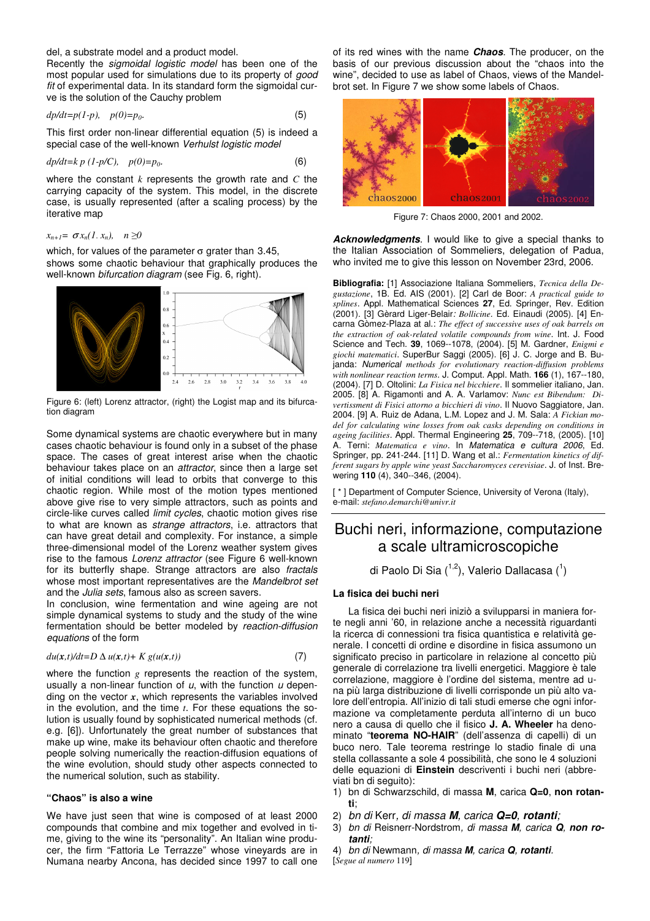del, a substrate model and a product model.
Recently the *sigmoidal logistic model* has been one of the most popular used for simulations due to its property of *good fit* of experimental data. In its standard form the sigmoidal curve is the solution of the Cauchy problem

$$dp/dt=p(1-p), \quad p(0)=p_0. \qquad (5)$$

This first order non-linear differential equation (5) is indeed a special case of the well-known *Verhulst logistic model*

$$dp/dt=k\,p\,(1-p/C), \quad p(0)=p_0. \qquad (6)$$

where the constant $k$ represents the growth rate and $C$ the carrying capacity of the system. This model, in the discrete case, is usually represented (after a scaling process) by the iterative map

$$x_{n+1}= \sigma x_n(1.\,x_n), \quad n \geq 0$$

which, for values of the parameter σ grater than 3.45, shows some chaotic behaviour that graphically produces the well-known *bifurcation diagram* (see Fig. 6, right).

1.0
0.8
0.6
x
0.4
0.2
0.0
2.4 2.6 2.8 3.0 3.2 3.4 3.6 3.8 4.0
r

Figure 6: (left) Lorenz attractor, (right) the Logist map and its bifurcation diagram

Some dynamical systems are chaotic everywhere but in many cases chaotic behaviour is found only in a subset of the phase space. The cases of great interest arise when the chaotic behaviour takes place on an *attractor*, since then a large set of initial conditions will lead to orbits that converge to this chaotic region. While most of the motion types mentioned above give rise to very simple attractors, such as points and circle-like curves called *limit cycles*, chaotic motion gives rise to what are known as *strange attractors*, i.e. attractors that can have great detail and complexity. For instance, a simple three-dimensional model of the Lorenz weather system gives rise to the famous *Lorenz attractor* (see Figure 6 well-known for its butterfly shape. Strange attractors are also *fractals* whose most important representatives are the *Mandelbrot set* and the *Julia sets*, famous also as screen savers.
In conclusion, wine fermentation and wine ageing are not simple dynamical systems to study and the study of the wine fermentation should be better modeled by *reaction-diffusion equations* of the form

$$du(\boldsymbol{x},t)/dt=D\,\Delta\, u(\boldsymbol{x},t)+ K\, g(u(\boldsymbol{x},t)) \qquad (7)$$

where the function $g$ represents the reaction of the system, usually a non-linear function of $u$, with the function $u$ depending on the vector $\boldsymbol{x}$, which represents the variables involved in the evolution, and the time $t$. For these equations the solution is usually found by sophisticated numerical methods (cf. e.g. [6]). Unfortunately the great number of substances that make up wine, make its behaviour often chaotic and therefore people solving numerically the reaction-diffusion equations of the wine evolution, should study other aspects connected to the numerical solution, such as stability.

### "Chaos" is also a wine

We have just seen that wine is composed of at least 2000 compounds that combine and mix together and evolved in time, giving to the wine its "personality". An Italian wine producer, the firm "Fattoria Le Terrazze" whose vineyards are in Numana nearby Ancona, has decided since 1997 to call one of its red wines with the name ***Chaos***. The producer, on the basis of our previous discussion about the "chaos into the wine", decided to use as label of Chaos, views of the Mandelbrot set. In Figure 7 we show some labels of Chaos.

chaos2000 chaos2001 chaos2002

Figure 7: Chaos 2000, 2001 and 2002.

***Acknowledgments***. I would like to give a special thanks to the Italian Association of Sommeliers, delegation of Padua, who invited me to give this lesson on November 23rd, 2006.

**Bibliografia:** [1] Associazione Italiana Sommeliers, *Tecnica della Degustazione*, 1B. Ed. AIS (2001). [2] Carl de Boor: *A practical guide to splines*. Appl. Mathematical Sciences **27**, Ed. Springer, Rev. Edition (2001). [3] Gèrard Liger-Belair*: Bollicine*. Ed. Einaudi (2005). [4] Encarna Gòmez-Plaza at al.: *The effect of successive uses of oak barrels on the extraction of oak-related volatile compounds from wine*. Int. J. Food Science and Tech. **39**, 1069--1078, (2004). [5] M. Gardner, *Enigmi e giochi matematici*. SuperBur Saggi (2005). [6] J. C. Jorge and B. Bujanda: *Numerical methods for evolutionary reaction-diffusion problems with nonlinear reaction terms*. J. Comput. Appl. Math. **166** (1), 167--180, (2004). [7] D. Oltolini: *La Fisica nel bicchiere*. Il sommelier italiano, Jan. 2005. [8] A. Rigamonti and A. A. Varlamov: *Nunc est Bibendum: Divertissment di Fisici attorno a bicchieri di vino*. Il Nuovo Saggiatore, Jan. 2004. [9] A. Ruiz de Adana, L.M. Lopez and J. M. Sala: *A Fickian model for calculating wine losses from oak casks depending on conditions in ageing facilities*. Appl. Thermal Engineering **25**, 709--718, (2005). [10] A. Terni: *Matematica e vino*. In *Matematica e cultura 2006*, Ed. Springer, pp. 241-244. [11] D. Wang et al.: *Fermentation kinetics of different sugars by apple wine yeast Saccharomyces cerevisiae*. J. of Inst. Brewering **110** (4), 340--346, (2004).

[ * ] Department of Computer Science, University of Verona (Italy), e-mail: *stefano.demarchi@univr.it*

# Buchi neri, informazione, computazione a scale ultramicroscopiche

di Paolo Di Sia ([1,2]), Valerio Dallacasa ([1])

### La fisica dei buchi neri

La fisica dei buchi neri iniziò a svilupparsi in maniera forte negli anni '60, in relazione anche a necessità riguardanti la ricerca di connessioni tra fisica quantistica e relatività generale. I concetti di ordine e disordine in fisica assumono un significato preciso in particolare in relazione al concetto più generale di correlazione tra livelli energetici. Maggiore è tale correlazione, maggiore è l'ordine del sistema, mentre ad una più larga distribuzione di livelli corrisponde un più alto valore dell'entropia. All'inizio di tali studi emerse che ogni informazione va completamente perduta all'interno di un buco nero a causa di quello che il fisico **J. A. Wheeler** ha denominato "**teorema NO-HAIR**" (dell'assenza di capelli) di un buco nero. Tale teorema restringe lo stadio finale di una stella collassante a sole 4 possibilità, che sono le 4 soluzioni delle equazioni di **Einstein** descriventi i buchi neri (abbreviati bn di seguito):

1) bn di Schwarzschild, di massa **M**, carica **Q=0**, **non rotanti**;
2) *bn di* Kerr*, di massa **M**, carica **Q=0**, **rotanti**;*
3) *bn di* Reisnerr-Nordstrom*, di massa **M**, carica **Q**, **non rotanti**;*
4) *bn di* Newmann*, di massa **M**, carica **Q**, **rotanti**.*

[*Segue al numero* 119]